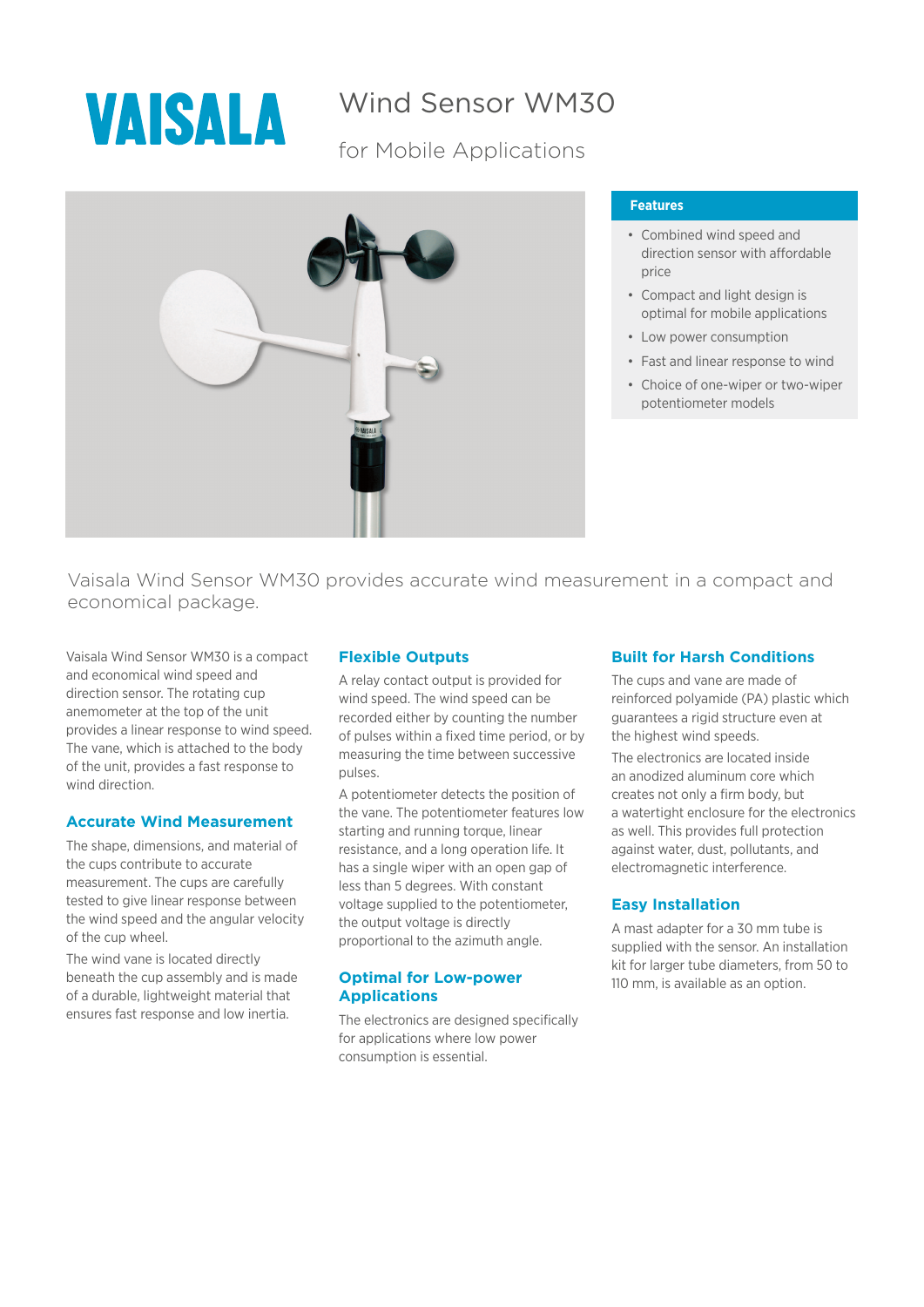# VAISALA

# Wind Sensor WM30

## for Mobile Applications

### Features

- Combined wind speed and direction sensor with affordable price
- Compact and light design is optimal for mobile applications
- Low power consumption
- Fast and linear response to wind
- Choice of one-wiper or two-wiper potentiometer models

Vaisala Wind Sensor WM30 provides accurate wind measurement in a compact and economical package.

Vaisala Wind Sensor WM30 is a compact and economical wind speed and direction sensor. The rotating cup anemometer at the top of the unit provides a linear response to wind speed. The vane, which is attached to the body of the unit, provides a fast response to wind direction.

### Accurate Wind Measurement

The shape, dimensions, and material of the cups contribute to accurate measurement. The cups are carefully tested to give linear response between the wind speed and the angular velocity of the cup wheel.

The wind vane is located directly beneath the cup assembly and is made of a durable, lightweight material that ensures fast response and low inertia.

### Flexible Outputs

A relay contact output is provided for wind speed. The wind speed can be recorded either by counting the number of pulses within a fixed time period, or by measuring the time between successive pulses.

A potentiometer detects the position of the vane. The potentiometer features low starting and running torque, linear resistance, and a long operation life. It has a single wiper with an open gap of less than 5 degrees. With constant voltage supplied to the potentiometer, the output voltage is directly proportional to the azimuth angle.

### Optimal for Low-power Applications

The electronics are designed specifically for applications where low power consumption is essential.

### Built for Harsh Conditions

The cups and vane are made of reinforced polyamide (PA) plastic which guarantees a rigid structure even at the highest wind speeds.

The electronics are located inside an anodized aluminum core which creates not only a firm body, but a watertight enclosure for the electronics as well. This provides full protection against water, dust, pollutants, and electromagnetic interference.

### Easy Installation

A mast adapter for a 30 mm tube is supplied with the sensor. An installation kit for larger tube diameters, from 50 to 110 mm, is available as an option.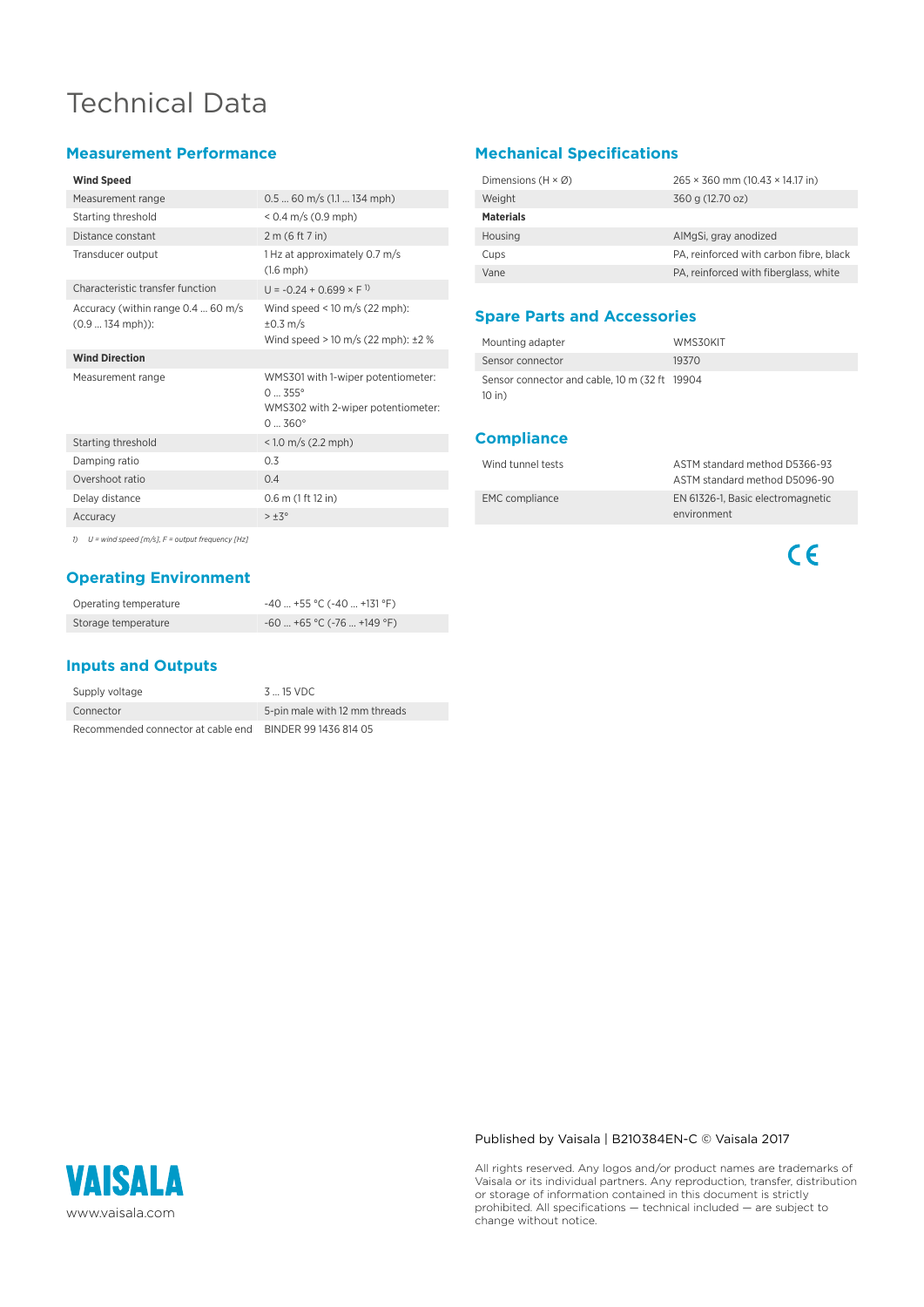# Technical Data

## Measurement Performance

| | |
|---|---|
| **Wind Speed** | |
| Measurement range | 0.5 ... 60 m/s (1.1 ... 134 mph) |
| Starting threshold | < 0.4 m/s (0.9 mph) |
| Distance constant | 2 m (6 ft 7 in) |
| Transducer output | 1 Hz at approximately 0.7 m/s (1.6 mph) |
| Characteristic transfer function | $U = -0.24 + 0.699 \times F$ [1] |
| Accuracy (within range 0.4 ... 60 m/s (0.9 ... 134 mph)): | Wind speed < 10 m/s (22 mph): ±0.3 m/s<br>Wind speed > 10 m/s (22 mph): ±2 % |
| **Wind Direction** | |
| Measurement range | WMS301 with 1-wiper potentiometer: 0 ... 355°<br>WMS302 with 2-wiper potentiometer: 0 ... 360° |
| Starting threshold | < 1.0 m/s (2.2 mph) |
| Damping ratio | 0.3 |
| Overshoot ratio | 0.4 |
| Delay distance | 0.6 m (1 ft 12 in) |
| Accuracy | > ±3° |

*1) U = wind speed [m/s], F = output frequency [Hz]*

## Operating Environment

| | |
|---|---|
| Operating temperature | -40 ... +55 °C (-40 ... +131 °F) |
| Storage temperature | -60 ... +65 °C (-76 ... +149 °F) |

## Inputs and Outputs

| | |
|---|---|
| Supply voltage | 3 ... 15 VDC |
| Connector | 5-pin male with 12 mm threads |
| Recommended connector at cable end | BINDER 99 1436 814 05 |

## Mechanical Specifications

| | |
|---|---|
| Dimensions (H × Ø) | 265 × 360 mm (10.43 × 14.17 in) |
| Weight | 360 g (12.70 oz) |
| **Materials** | |
| Housing | AlMgSi, gray anodized |
| Cups | PA, reinforced with carbon fibre, black |
| Vane | PA, reinforced with fiberglass, white |

## Spare Parts and Accessories

| | |
|---|---|
| Mounting adapter | WMS30KIT |
| Sensor connector | 19370 |
| Sensor connector and cable, 10 m (32 ft 10 in) | 19904 |

## Compliance

| | |
|---|---|
| Wind tunnel tests | ASTM standard method D5366-93<br>ASTM standard method D5096-90 |
| EMC compliance | EN 61326-1, Basic electromagnetic environment |

CE

VAISALA

www.vaisala.com

Published by Vaisala | B210384EN-C © Vaisala 2017

All rights reserved. Any logos and/or product names are trademarks of Vaisala or its individual partners. Any reproduction, transfer, distribution or storage of information contained in this document is strictly prohibited. All specifications — technical included — are subject to change without notice.